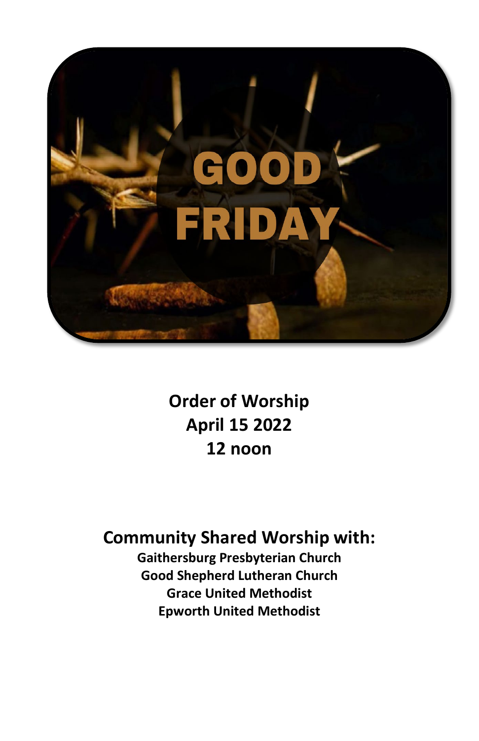GOOD FRIDAY

**Order of Worship**
**April 15 2022**
**12 noon**

## Community Shared Worship with:

**Gaithersburg Presbyterian Church**
**Good Shepherd Lutheran Church**
**Grace United Methodist**
**Epworth United Methodist**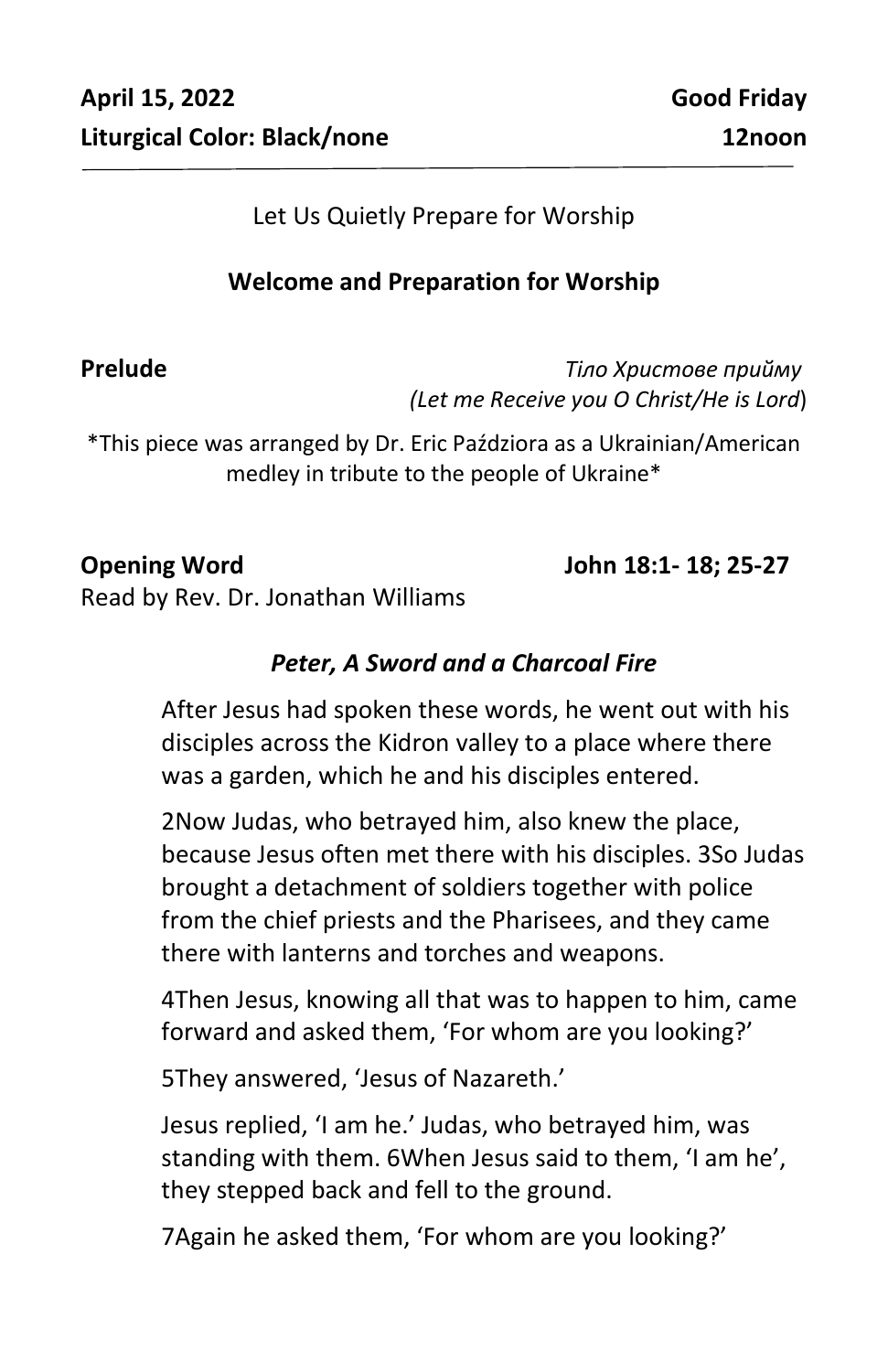**April 15, 2022** **Good Friday**

**Liturgical Color: Black/none** **12noon**

---

Let Us Quietly Prepare for Worship

**Welcome and Preparation for Worship**

**Prelude** *Тіло Христове прийму*
*(Let me Receive you O Christ/He is Lord*)

\*This piece was arranged by Dr. Eric Paździora as a Ukrainian/American medley in tribute to the people of Ukraine\*

**Opening Word** **John 18:1- 18; 25-27**

Read by Rev. Dr. Jonathan Williams

***Peter, A Sword and a Charcoal Fire***

After Jesus had spoken these words, he went out with his disciples across the Kidron valley to a place where there was a garden, which he and his disciples entered.

2Now Judas, who betrayed him, also knew the place, because Jesus often met there with his disciples. 3So Judas brought a detachment of soldiers together with police from the chief priests and the Pharisees, and they came there with lanterns and torches and weapons.

4Then Jesus, knowing all that was to happen to him, came forward and asked them, 'For whom are you looking?'

5They answered, 'Jesus of Nazareth.'

Jesus replied, 'I am he.' Judas, who betrayed him, was standing with them. 6When Jesus said to them, 'I am he', they stepped back and fell to the ground.

7Again he asked them, 'For whom are you looking?'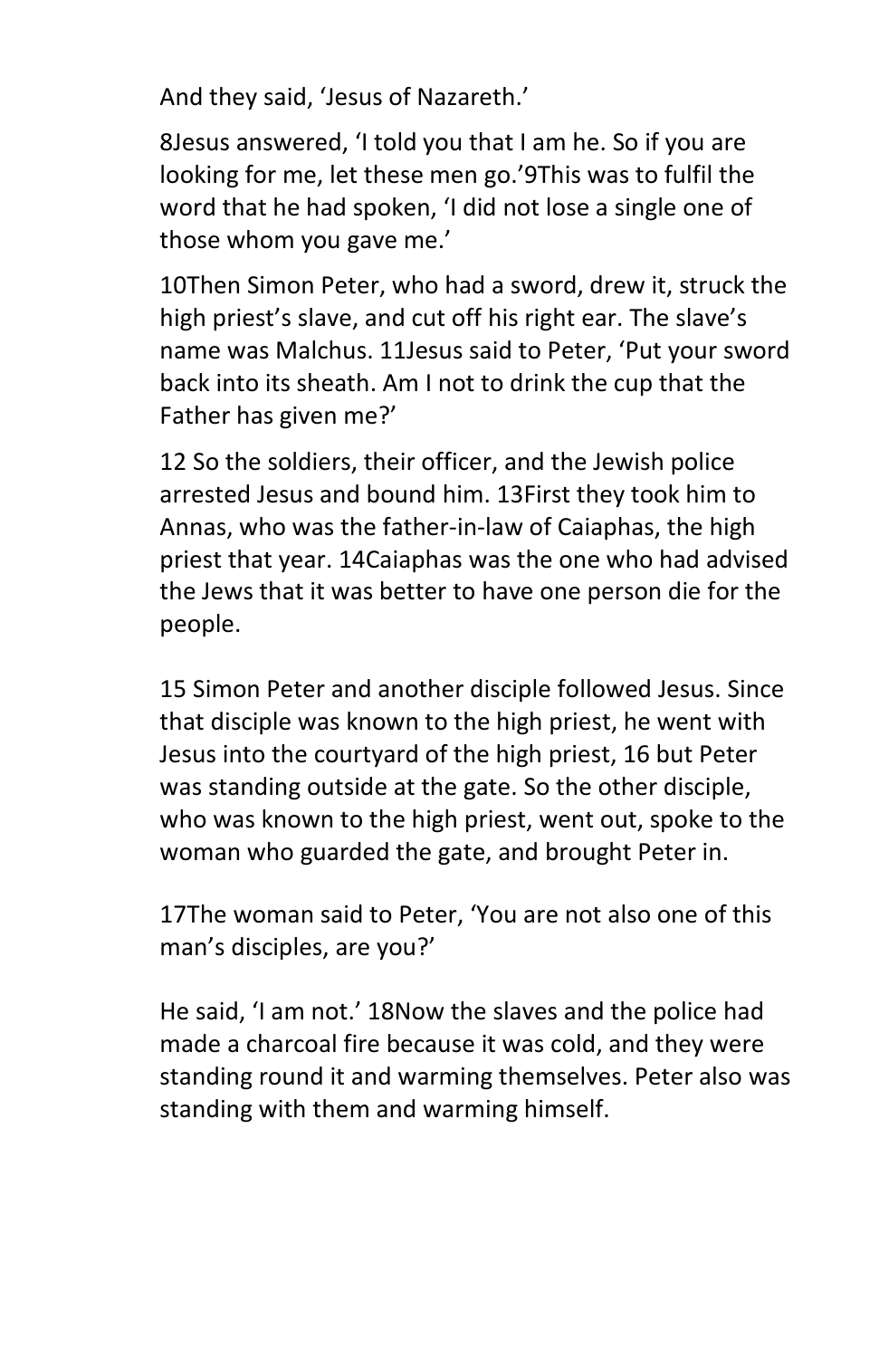And they said, ‘Jesus of Nazareth.’

8Jesus answered, ‘I told you that I am he. So if you are looking for me, let these men go.’9This was to fulfil the word that he had spoken, ‘I did not lose a single one of those whom you gave me.’

10Then Simon Peter, who had a sword, drew it, struck the high priest’s slave, and cut off his right ear. The slave’s name was Malchus. 11Jesus said to Peter, ‘Put your sword back into its sheath. Am I not to drink the cup that the Father has given me?’

12 So the soldiers, their officer, and the Jewish police arrested Jesus and bound him. 13First they took him to Annas, who was the father-in-law of Caiaphas, the high priest that year. 14Caiaphas was the one who had advised the Jews that it was better to have one person die for the people.

15 Simon Peter and another disciple followed Jesus. Since that disciple was known to the high priest, he went with Jesus into the courtyard of the high priest, 16 but Peter was standing outside at the gate. So the other disciple, who was known to the high priest, went out, spoke to the woman who guarded the gate, and brought Peter in.

17The woman said to Peter, ‘You are not also one of this man’s disciples, are you?’

He said, ‘I am not.’ 18Now the slaves and the police had made a charcoal fire because it was cold, and they were standing round it and warming themselves. Peter also was standing with them and warming himself.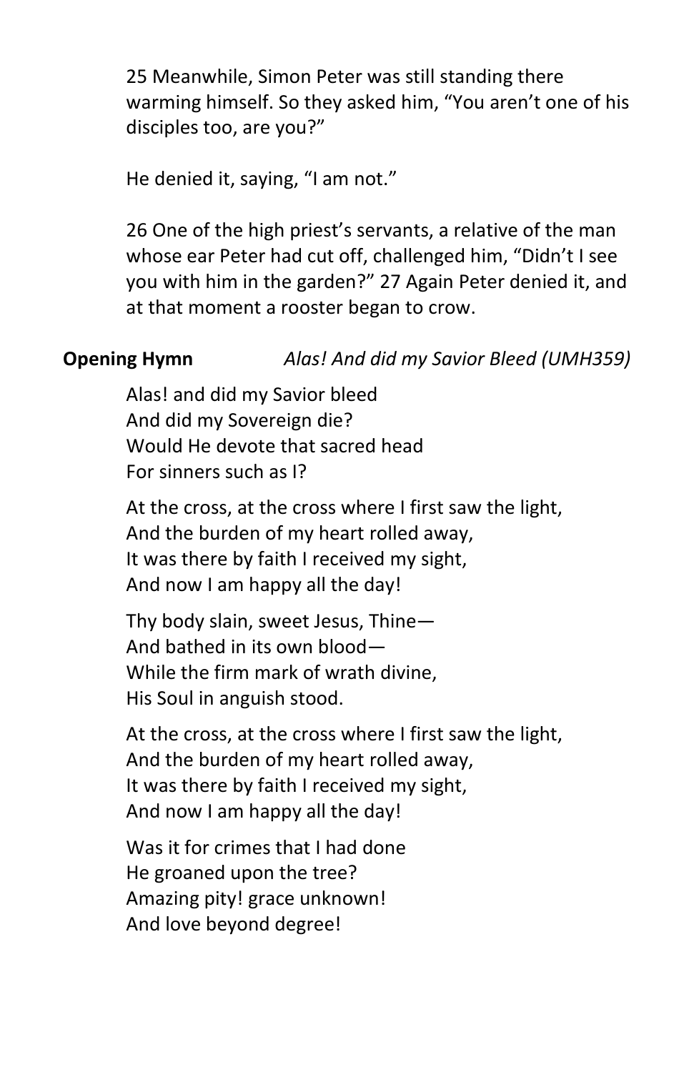25 Meanwhile, Simon Peter was still standing there warming himself. So they asked him, “You aren’t one of his disciples too, are you?”

He denied it, saying, “I am not.”

26 One of the high priest’s servants, a relative of the man whose ear Peter had cut off, challenged him, “Didn’t I see you with him in the garden?” 27 Again Peter denied it, and at that moment a rooster began to crow.

**Opening Hymn** *Alas! And did my Savior Bleed (UMH359)*

Alas! and did my Savior bleed  
And did my Sovereign die?  
Would He devote that sacred head  
For sinners such as I?

At the cross, at the cross where I first saw the light,  
And the burden of my heart rolled away,  
It was there by faith I received my sight,  
And now I am happy all the day!

Thy body slain, sweet Jesus, Thine—  
And bathed in its own blood—  
While the firm mark of wrath divine,  
His Soul in anguish stood.

At the cross, at the cross where I first saw the light,  
And the burden of my heart rolled away,  
It was there by faith I received my sight,  
And now I am happy all the day!

Was it for crimes that I had done  
He groaned upon the tree?  
Amazing pity! grace unknown!  
And love beyond degree!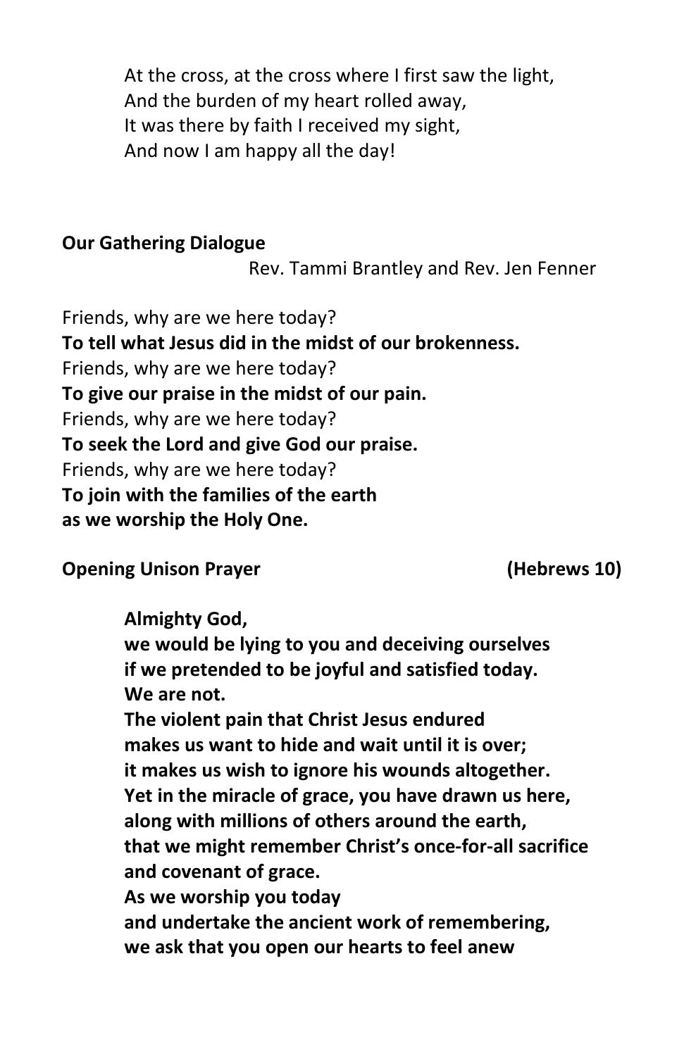At the cross, at the cross where I first saw the light,  
And the burden of my heart rolled away,  
It was there by faith I received my sight,  
And now I am happy all the day!

**Our Gathering Dialogue**

Rev. Tammi Brantley and Rev. Jen Fenner

Friends, why are we here today?  
**To tell what Jesus did in the midst of our brokenness.**  
Friends, why are we here today?  
**To give our praise in the midst of our pain.**  
Friends, why are we here today?  
**To seek the Lord and give God our praise.**  
Friends, why are we here today?  
**To join with the families of the earth**  
**as we worship the Holy One.**

**Opening Unison Prayer (Hebrews 10)**

**Almighty God,**  
**we would be lying to you and deceiving ourselves**  
**if we pretended to be joyful and satisfied today.**  
**We are not.**  
**The violent pain that Christ Jesus endured**  
**makes us want to hide and wait until it is over;**  
**it makes us wish to ignore his wounds altogether.**  
**Yet in the miracle of grace, you have drawn us here,**  
**along with millions of others around the earth,**  
**that we might remember Christ's once-for-all sacrifice**  
**and covenant of grace.**  
**As we worship you today**  
**and undertake the ancient work of remembering,**  
**we ask that you open our hearts to feel anew**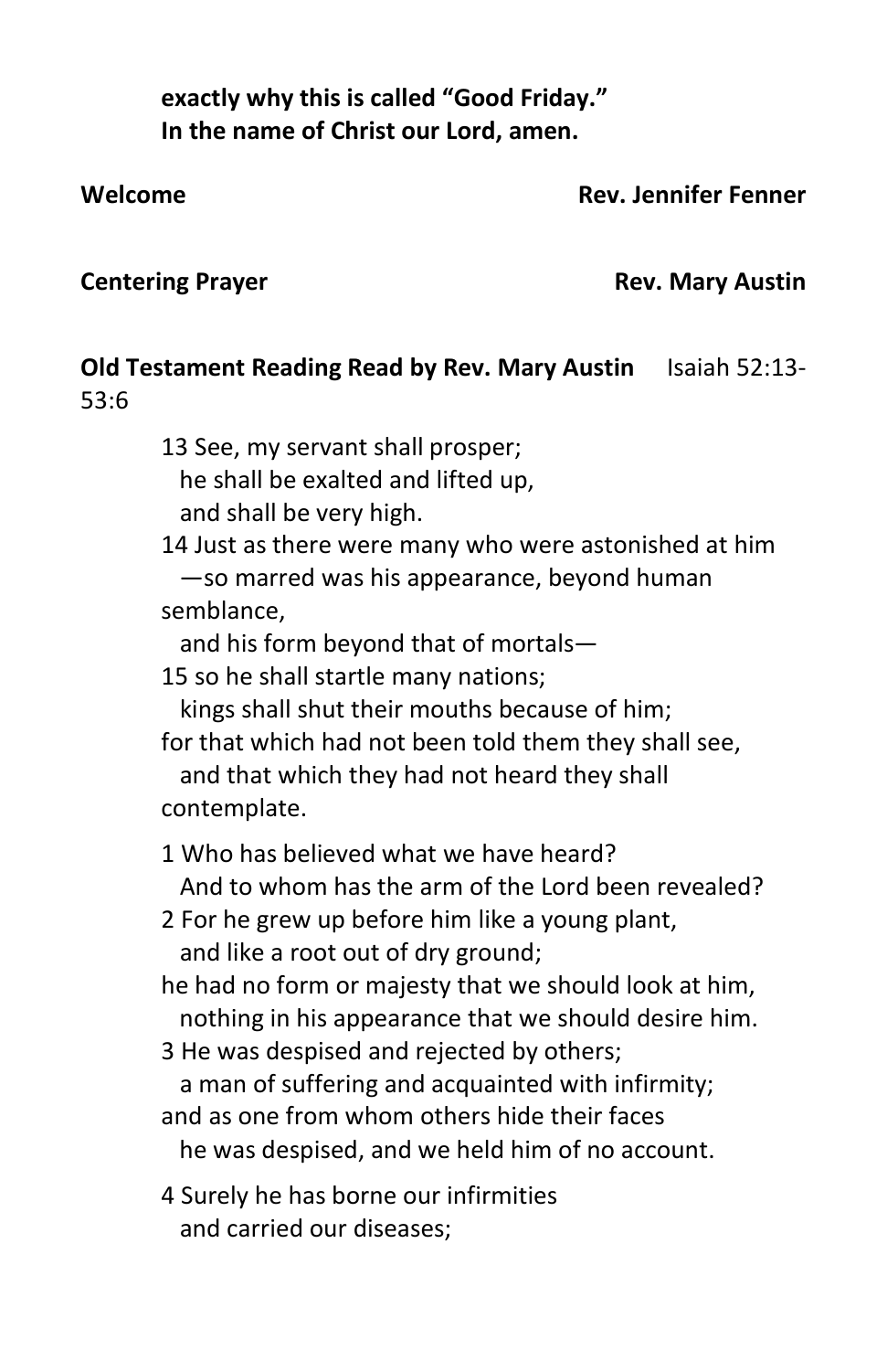**exactly why this is called "Good Friday."**
**In the name of Christ our Lord, amen.**

**Welcome** **Rev. Jennifer Fenner**

**Centering Prayer** **Rev. Mary Austin**

**Old Testament Reading Read by Rev. Mary Austin** Isaiah 52:13-53:6

13 See, my servant shall prosper;
he shall be exalted and lifted up,
and shall be very high.
14 Just as there were many who were astonished at him
—so marred was his appearance, beyond human semblance,
and his form beyond that of mortals—
15 so he shall startle many nations;
kings shall shut their mouths because of him;
for that which had not been told them they shall see,
and that which they had not heard they shall contemplate.

1 Who has believed what we have heard?
And to whom has the arm of the Lord been revealed?
2 For he grew up before him like a young plant,
and like a root out of dry ground;
he had no form or majesty that we should look at him,
nothing in his appearance that we should desire him.
3 He was despised and rejected by others;
a man of suffering and acquainted with infirmity;
and as one from whom others hide their faces
he was despised, and we held him of no account.

4 Surely he has borne our infirmities
and carried our diseases;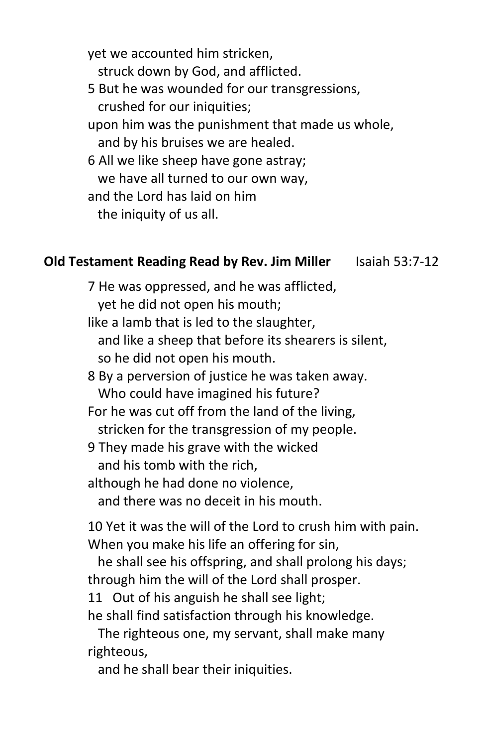yet we accounted him stricken,
  struck down by God, and afflicted.
5 But he was wounded for our transgressions,
  crushed for our iniquities;
upon him was the punishment that made us whole,
  and by his bruises we are healed.
6 All we like sheep have gone astray;
  we have all turned to our own way,
and the Lord has laid on him
  the iniquity of us all.

**Old Testament Reading Read by Rev. Jim Miller** Isaiah 53:7-12

7 He was oppressed, and he was afflicted,
  yet he did not open his mouth;
like a lamb that is led to the slaughter,
  and like a sheep that before its shearers is silent,
  so he did not open his mouth.
8 By a perversion of justice he was taken away.
  Who could have imagined his future?
For he was cut off from the land of the living,
  stricken for the transgression of my people.
9 They made his grave with the wicked
  and his tomb with the rich,
although he had done no violence,
  and there was no deceit in his mouth.

10 Yet it was the will of the Lord to crush him with pain.
When you make his life an offering for sin,
  he shall see his offspring, and shall prolong his days;
through him the will of the Lord shall prosper.
11 Out of his anguish he shall see light;
he shall find satisfaction through his knowledge.
  The righteous one, my servant, shall make many righteous,
  and he shall bear their iniquities.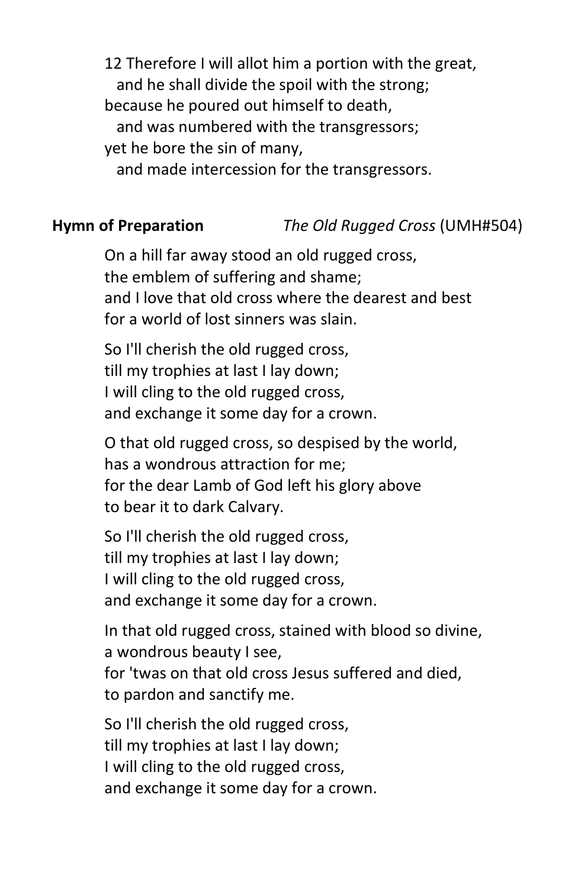12 Therefore I will allot him a portion with the great,
  and he shall divide the spoil with the strong;
because he poured out himself to death,
  and was numbered with the transgressors;
yet he bore the sin of many,
  and made intercession for the transgressors.

**Hymn of Preparation** *The Old Rugged Cross* (UMH#504)

On a hill far away stood an old rugged cross,
the emblem of suffering and shame;
and I love that old cross where the dearest and best
for a world of lost sinners was slain.

So I'll cherish the old rugged cross,
till my trophies at last I lay down;
I will cling to the old rugged cross,
and exchange it some day for a crown.

O that old rugged cross, so despised by the world,
has a wondrous attraction for me;
for the dear Lamb of God left his glory above
to bear it to dark Calvary.

So I'll cherish the old rugged cross,
till my trophies at last I lay down;
I will cling to the old rugged cross,
and exchange it some day for a crown.

In that old rugged cross, stained with blood so divine,
a wondrous beauty I see,
for 'twas on that old cross Jesus suffered and died,
to pardon and sanctify me.

So I'll cherish the old rugged cross,
till my trophies at last I lay down;
I will cling to the old rugged cross,
and exchange it some day for a crown.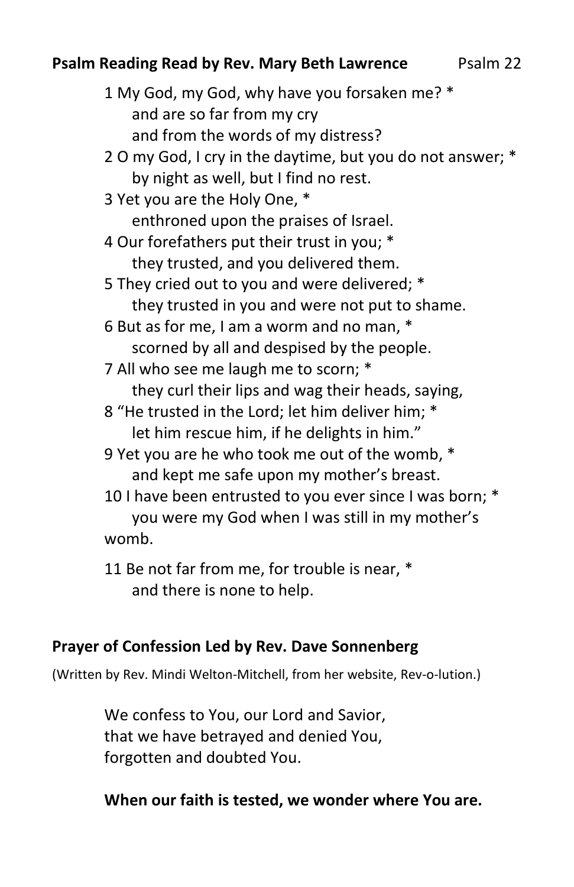**Psalm Reading Read by Rev. Mary Beth Lawrence** Psalm 22

1 My God, my God, why have you forsaken me? *
    and are so far from my cry
    and from the words of my distress?
2 O my God, I cry in the daytime, but you do not answer; *
    by night as well, but I find no rest.
3 Yet you are the Holy One, *
    enthroned upon the praises of Israel.
4 Our forefathers put their trust in you; *
    they trusted, and you delivered them.
5 They cried out to you and were delivered; *
    they trusted in you and were not put to shame.
6 But as for me, I am a worm and no man, *
    scorned by all and despised by the people.
7 All who see me laugh me to scorn; *
    they curl their lips and wag their heads, saying,
8 "He trusted in the Lord; let him deliver him; *
    let him rescue him, if he delights in him."
9 Yet you are he who took me out of the womb, *
    and kept me safe upon my mother's breast.
10 I have been entrusted to you ever since I was born; *
    you were my God when I was still in my mother's womb.

11 Be not far from me, for trouble is near, *
    and there is none to help.

**Prayer of Confession Led by Rev. Dave Sonnenberg**

(Written by Rev. Mindi Welton-Mitchell, from her website, Rev-o-lution.)

We confess to You, our Lord and Savior,
that we have betrayed and denied You,
forgotten and doubted You.

**When our faith is tested, we wonder where You are.**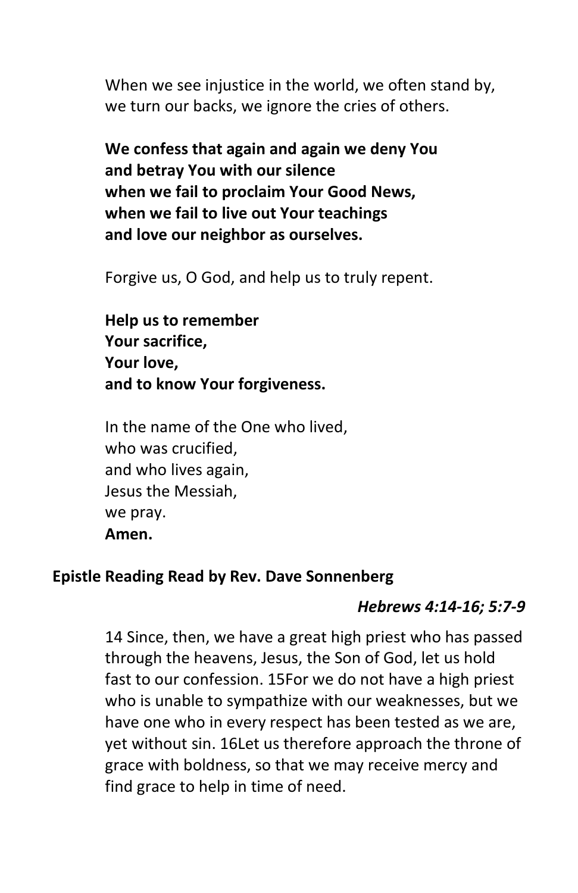When we see injustice in the world, we often stand by,
we turn our backs, we ignore the cries of others.

**We confess that again and again we deny You**
**and betray You with our silence**
**when we fail to proclaim Your Good News,**
**when we fail to live out Your teachings**
**and love our neighbor as ourselves.**

Forgive us, O God, and help us to truly repent.

**Help us to remember**
**Your sacrifice,**
**Your love,**
**and to know Your forgiveness.**

In the name of the One who lived,
who was crucified,
and who lives again,
Jesus the Messiah,
we pray.
**Amen.**

**Epistle Reading Read by Rev. Dave Sonnenberg**

*Hebrews 4:14-16; 5:7-9*

14 Since, then, we have a great high priest who has passed through the heavens, Jesus, the Son of God, let us hold fast to our confession. 15For we do not have a high priest who is unable to sympathize with our weaknesses, but we have one who in every respect has been tested as we are, yet without sin. 16Let us therefore approach the throne of grace with boldness, so that we may receive mercy and find grace to help in time of need.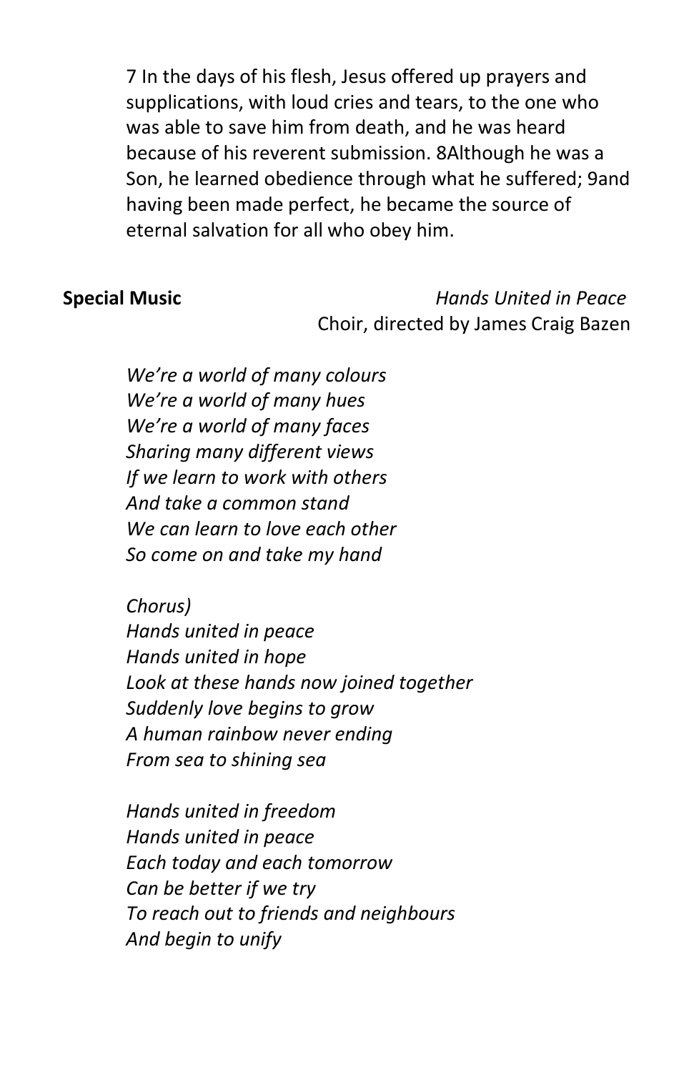7 In the days of his flesh, Jesus offered up prayers and supplications, with loud cries and tears, to the one who was able to save him from death, and he was heard because of his reverent submission. 8Although he was a Son, he learned obedience through what he suffered; 9and having been made perfect, he became the source of eternal salvation for all who obey him.

**Special Music** *Hands United in Peace*
Choir, directed by James Craig Bazen

*We're a world of many colours*
*We're a world of many hues*
*We're a world of many faces*
*Sharing many different views*
*If we learn to work with others*
*And take a common stand*
*We can learn to love each other*
*So come on and take my hand*

*Chorus)*
*Hands united in peace*
*Hands united in hope*
*Look at these hands now joined together*
*Suddenly love begins to grow*
*A human rainbow never ending*
*From sea to shining sea*

*Hands united in freedom*
*Hands united in peace*
*Each today and each tomorrow*
*Can be better if we try*
*To reach out to friends and neighbours*
*And begin to unify*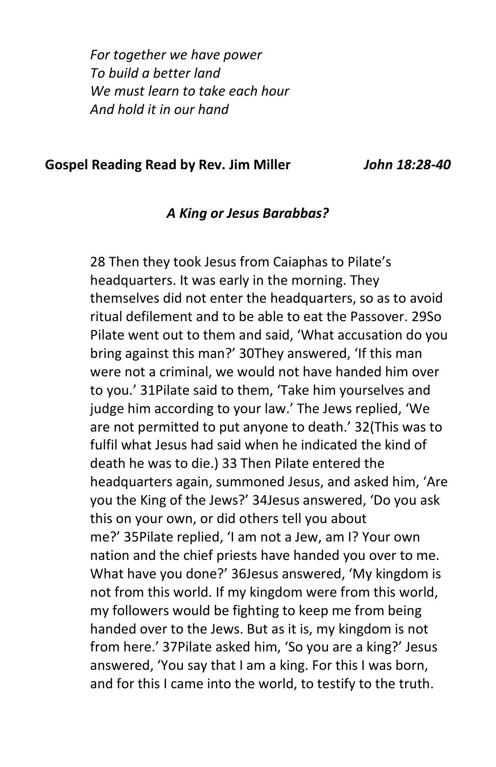*For together we have power*
*To build a better land*
*We must learn to take each hour*
*And hold it in our hand*

**Gospel Reading Read by Rev. Jim Miller** *John 18:28-40*

***A King or Jesus Barabbas?***

28 Then they took Jesus from Caiaphas to Pilate's headquarters. It was early in the morning. They themselves did not enter the headquarters, so as to avoid ritual defilement and to be able to eat the Passover. 29So Pilate went out to them and said, 'What accusation do you bring against this man?' 30They answered, 'If this man were not a criminal, we would not have handed him over to you.' 31Pilate said to them, 'Take him yourselves and judge him according to your law.' The Jews replied, 'We are not permitted to put anyone to death.' 32(This was to fulfil what Jesus had said when he indicated the kind of death he was to die.) 33 Then Pilate entered the headquarters again, summoned Jesus, and asked him, 'Are you the King of the Jews?' 34Jesus answered, 'Do you ask this on your own, or did others tell you about me?' 35Pilate replied, 'I am not a Jew, am I? Your own nation and the chief priests have handed you over to me. What have you done?' 36Jesus answered, 'My kingdom is not from this world. If my kingdom were from this world, my followers would be fighting to keep me from being handed over to the Jews. But as it is, my kingdom is not from here.' 37Pilate asked him, 'So you are a king?' Jesus answered, 'You say that I am a king. For this I was born, and for this I came into the world, to testify to the truth.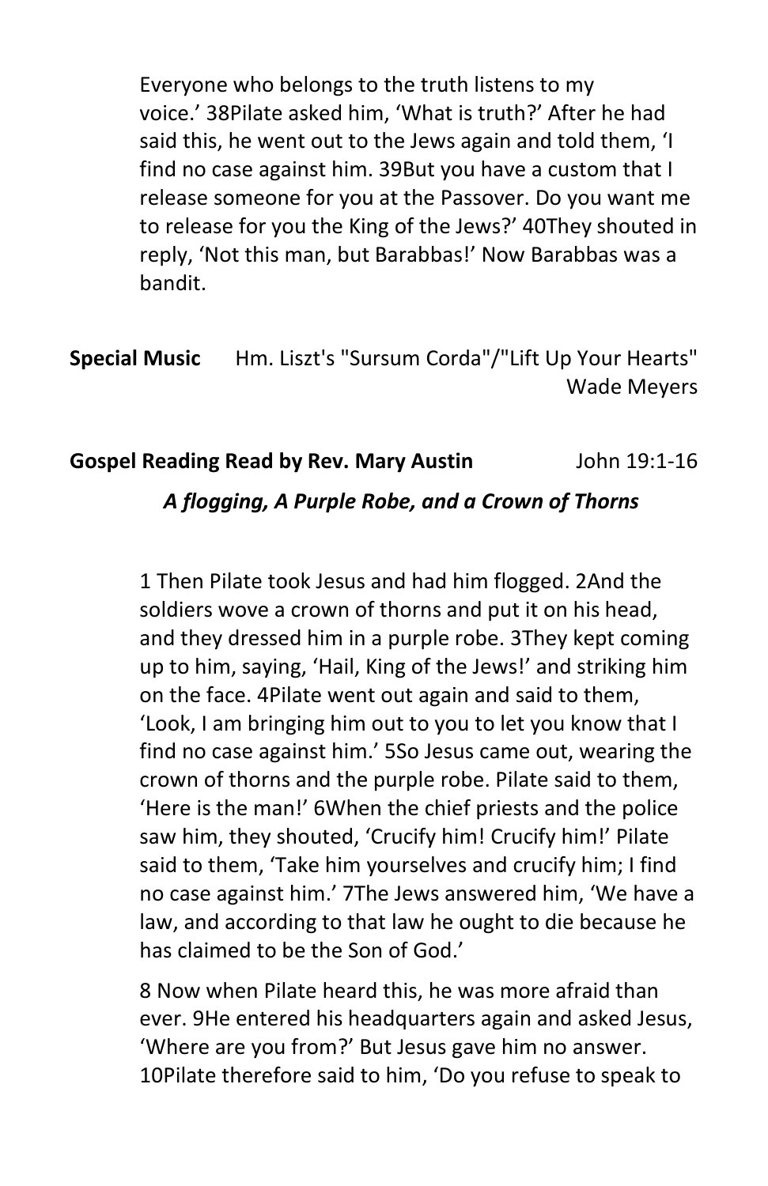Everyone who belongs to the truth listens to my voice.' 38Pilate asked him, 'What is truth?' After he had said this, he went out to the Jews again and told them, 'I find no case against him. 39But you have a custom that I release someone for you at the Passover. Do you want me to release for you the King of the Jews?' 40They shouted in reply, 'Not this man, but Barabbas!' Now Barabbas was a bandit.

**Special Music** Hm. Liszt's "Sursum Corda"/"Lift Up Your Hearts" Wade Meyers

**Gospel Reading Read by Rev. Mary Austin** John 19:1-16

***A flogging, A Purple Robe, and a Crown of Thorns***

1 Then Pilate took Jesus and had him flogged. 2And the soldiers wove a crown of thorns and put it on his head, and they dressed him in a purple robe. 3They kept coming up to him, saying, 'Hail, King of the Jews!' and striking him on the face. 4Pilate went out again and said to them, 'Look, I am bringing him out to you to let you know that I find no case against him.' 5So Jesus came out, wearing the crown of thorns and the purple robe. Pilate said to them, 'Here is the man!' 6When the chief priests and the police saw him, they shouted, 'Crucify him! Crucify him!' Pilate said to them, 'Take him yourselves and crucify him; I find no case against him.' 7The Jews answered him, 'We have a law, and according to that law he ought to die because he has claimed to be the Son of God.'

8 Now when Pilate heard this, he was more afraid than ever. 9He entered his headquarters again and asked Jesus, 'Where are you from?' But Jesus gave him no answer. 10Pilate therefore said to him, 'Do you refuse to speak to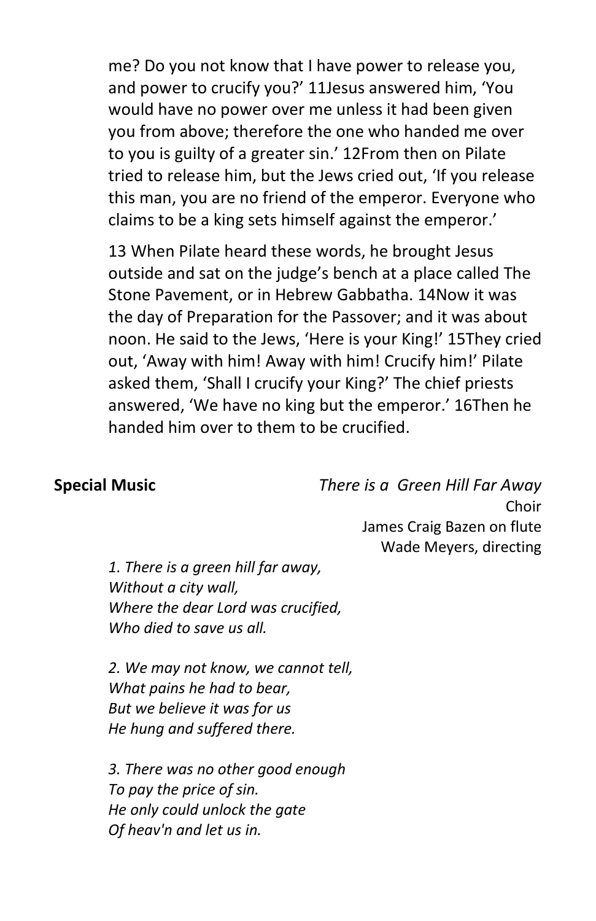me? Do you not know that I have power to release you, and power to crucify you?' 11Jesus answered him, 'You would have no power over me unless it had been given you from above; therefore the one who handed me over to you is guilty of a greater sin.' 12From then on Pilate tried to release him, but the Jews cried out, 'If you release this man, you are no friend of the emperor. Everyone who claims to be a king sets himself against the emperor.'

13 When Pilate heard these words, he brought Jesus outside and sat on the judge's bench at a place called The Stone Pavement, or in Hebrew Gabbatha. 14Now it was the day of Preparation for the Passover; and it was about noon. He said to the Jews, 'Here is your King!' 15They cried out, 'Away with him! Away with him! Crucify him!' Pilate asked them, 'Shall I crucify your King?' The chief priests answered, 'We have no king but the emperor.' 16Then he handed him over to them to be crucified.

**Special Music** *There is a Green Hill Far Away*

Choir
James Craig Bazen on flute
Wade Meyers, directing

*1. There is a green hill far away,*
*Without a city wall,*
*Where the dear Lord was crucified,*
*Who died to save us all.*

*2. We may not know, we cannot tell,*
*What pains he had to bear,*
*But we believe it was for us*
*He hung and suffered there.*

*3. There was no other good enough*
*To pay the price of sin.*
*He only could unlock the gate*
*Of heav'n and let us in.*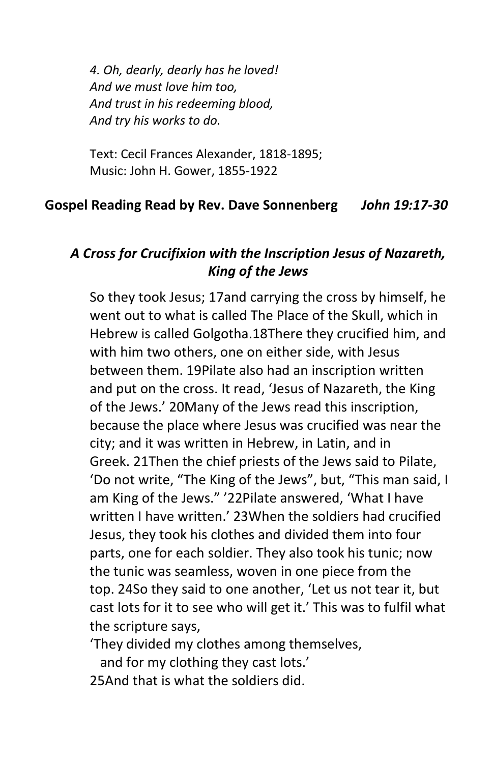*4. Oh, dearly, dearly has he loved!*
*And we must love him too,*
*And trust in his redeeming blood,*
*And try his works to do.*

Text: Cecil Frances Alexander, 1818-1895;
Music: John H. Gower, 1855-1922

**Gospel Reading Read by Rev. Dave Sonnenberg** ***John 19:17-30***

### *A Cross for Crucifixion with the Inscription Jesus of Nazareth, King of the Jews*

So they took Jesus; 17and carrying the cross by himself, he went out to what is called The Place of the Skull, which in Hebrew is called Golgotha.18There they crucified him, and with him two others, one on either side, with Jesus between them. 19Pilate also had an inscription written and put on the cross. It read, 'Jesus of Nazareth, the King of the Jews.' 20Many of the Jews read this inscription, because the place where Jesus was crucified was near the city; and it was written in Hebrew, in Latin, and in Greek. 21Then the chief priests of the Jews said to Pilate, 'Do not write, "The King of the Jews", but, "This man said, I am King of the Jews." '22Pilate answered, 'What I have written I have written.' 23When the soldiers had crucified Jesus, they took his clothes and divided them into four parts, one for each soldier. They also took his tunic; now the tunic was seamless, woven in one piece from the top. 24So they said to one another, 'Let us not tear it, but cast lots for it to see who will get it.' This was to fulfil what the scripture says,

'They divided my clothes among themselves,
   and for my clothing they cast lots.'

25And that is what the soldiers did.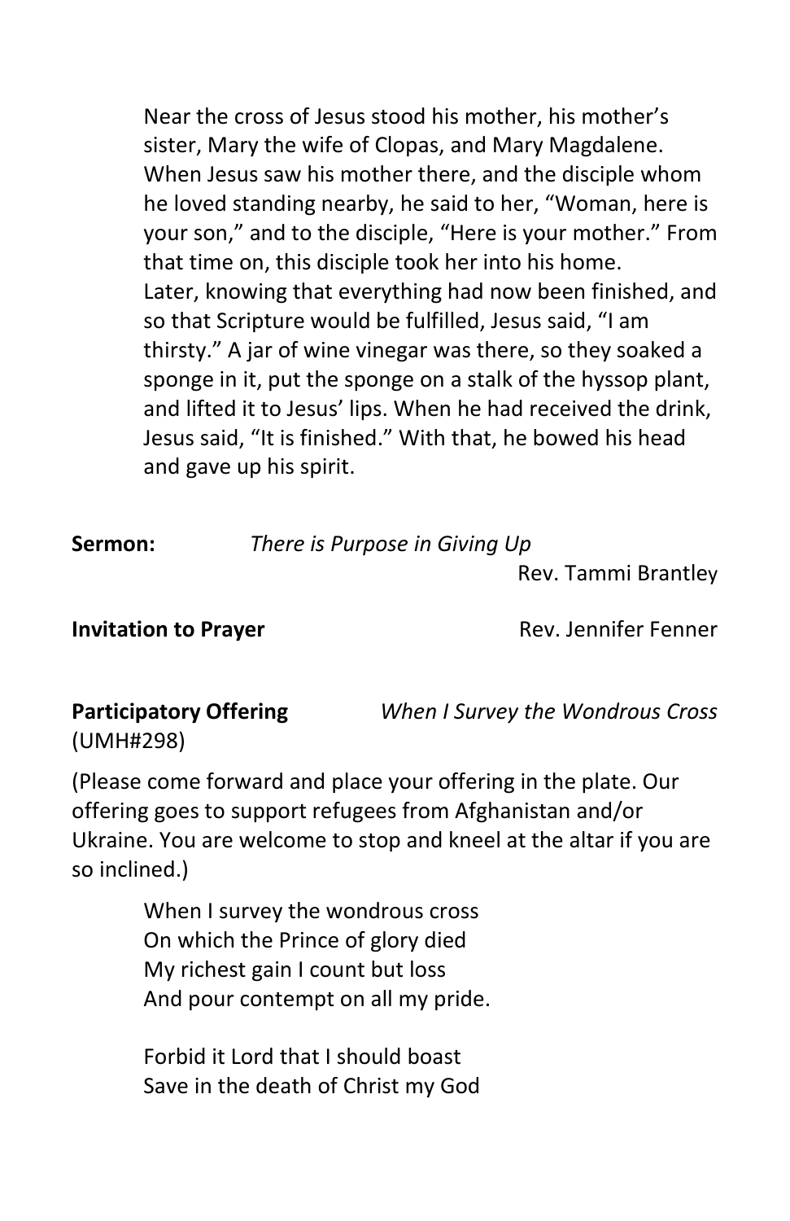Near the cross of Jesus stood his mother, his mother's sister, Mary the wife of Clopas, and Mary Magdalene. When Jesus saw his mother there, and the disciple whom he loved standing nearby, he said to her, "Woman, here is your son," and to the disciple, "Here is your mother." From that time on, this disciple took her into his home.
Later, knowing that everything had now been finished, and so that Scripture would be fulfilled, Jesus said, "I am thirsty." A jar of wine vinegar was there, so they soaked a sponge in it, put the sponge on a stalk of the hyssop plant, and lifted it to Jesus' lips. When he had received the drink, Jesus said, "It is finished." With that, he bowed his head and gave up his spirit.

**Sermon:** *There is Purpose in Giving Up*
Rev. Tammi Brantley

**Invitation to Prayer** Rev. Jennifer Fenner

**Participatory Offering** *When I Survey the Wondrous Cross* (UMH#298)

(Please come forward and place your offering in the plate. Our offering goes to support refugees from Afghanistan and/or Ukraine. You are welcome to stop and kneel at the altar if you are so inclined.)

When I survey the wondrous cross
On which the Prince of glory died
My richest gain I count but loss
And pour contempt on all my pride.

Forbid it Lord that I should boast
Save in the death of Christ my God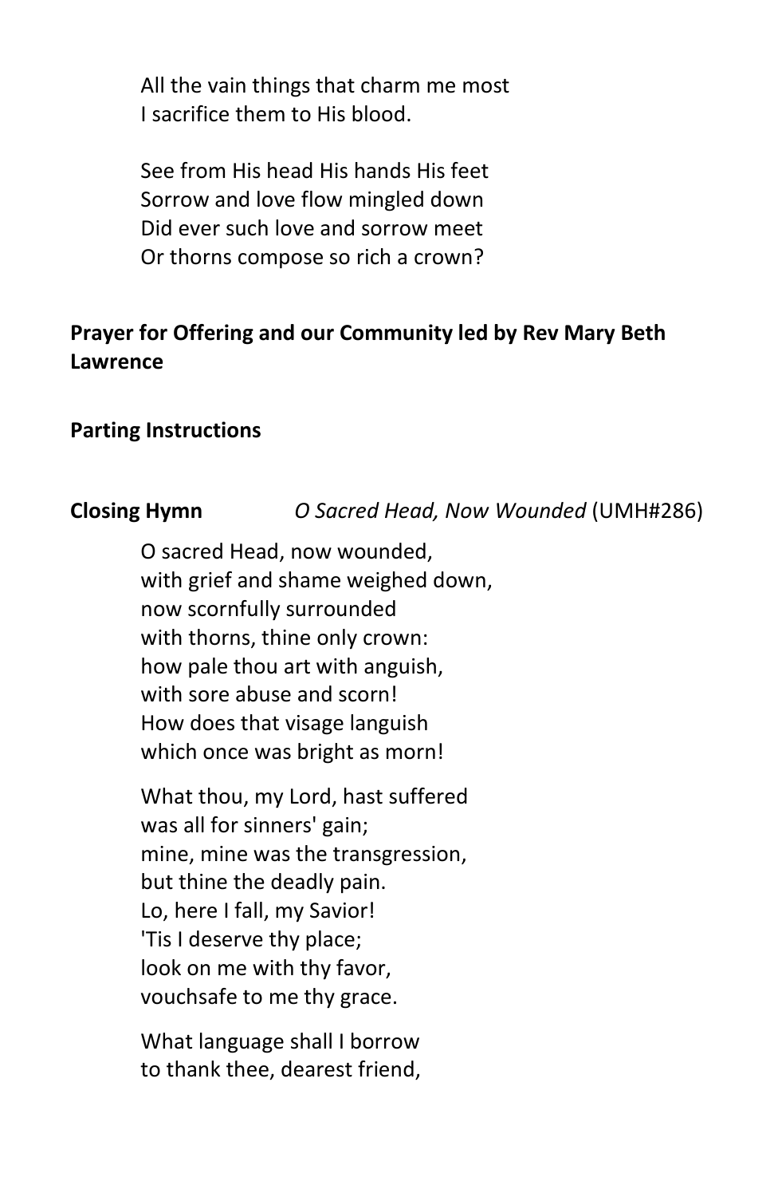All the vain things that charm me most  
I sacrifice them to His blood.

See from His head His hands His feet  
Sorrow and love flow mingled down  
Did ever such love and sorrow meet  
Or thorns compose so rich a crown?

**Prayer for Offering and our Community led by Rev Mary Beth Lawrence**

**Parting Instructions**

**Closing Hymn** *O Sacred Head, Now Wounded* (UMH#286)

O sacred Head, now wounded,  
with grief and shame weighed down,  
now scornfully surrounded  
with thorns, thine only crown:  
how pale thou art with anguish,  
with sore abuse and scorn!  
How does that visage languish  
which once was bright as morn!

What thou, my Lord, hast suffered  
was all for sinners' gain;  
mine, mine was the transgression,  
but thine the deadly pain.  
Lo, here I fall, my Savior!  
'Tis I deserve thy place;  
look on me with thy favor,  
vouchsafe to me thy grace.

What language shall I borrow  
to thank thee, dearest friend,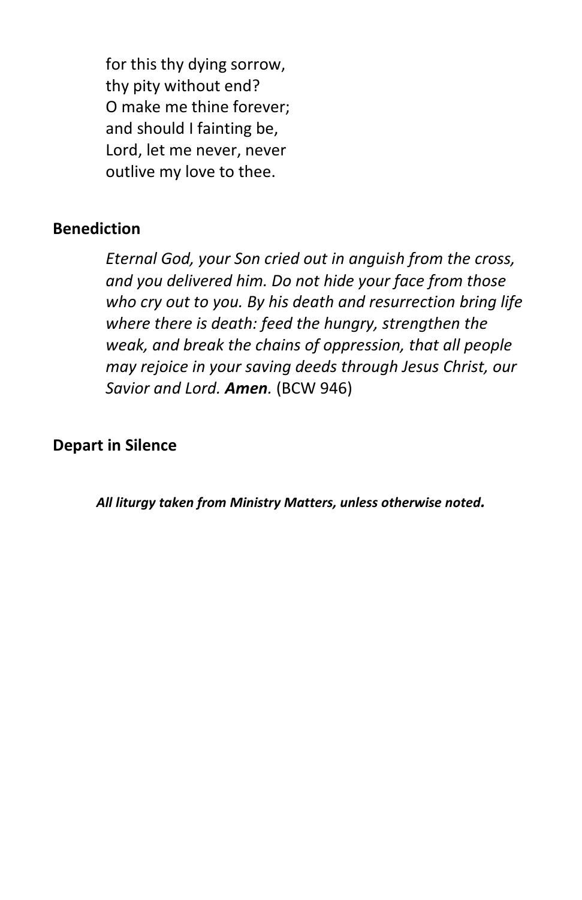for this thy dying sorrow,  
thy pity without end?  
O make me thine forever;  
and should I fainting be,  
Lord, let me never, never  
outlive my love to thee.

**Benediction**

*Eternal God, your Son cried out in anguish from the cross, and you delivered him. Do not hide your face from those who cry out to you. By his death and resurrection bring life where there is death: feed the hungry, strengthen the weak, and break the chains of oppression, that all people may rejoice in your saving deeds through Jesus Christ, our Savior and Lord.* ***Amen.*** (BCW 946)

**Depart in Silence**

***All liturgy taken from Ministry Matters, unless otherwise noted.***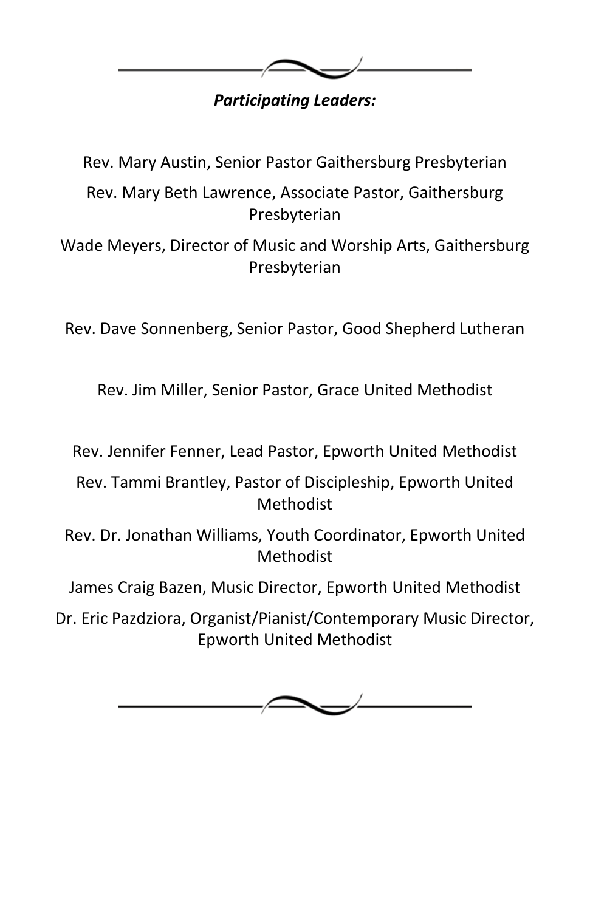***Participating Leaders:***

Rev. Mary Austin, Senior Pastor Gaithersburg Presbyterian

Rev. Mary Beth Lawrence, Associate Pastor, Gaithersburg Presbyterian

Wade Meyers, Director of Music and Worship Arts, Gaithersburg Presbyterian

Rev. Dave Sonnenberg, Senior Pastor, Good Shepherd Lutheran

Rev. Jim Miller, Senior Pastor, Grace United Methodist

Rev. Jennifer Fenner, Lead Pastor, Epworth United Methodist

Rev. Tammi Brantley, Pastor of Discipleship, Epworth United Methodist

Rev. Dr. Jonathan Williams, Youth Coordinator, Epworth United Methodist

James Craig Bazen, Music Director, Epworth United Methodist

Dr. Eric Pazdziora, Organist/Pianist/Contemporary Music Director, Epworth United Methodist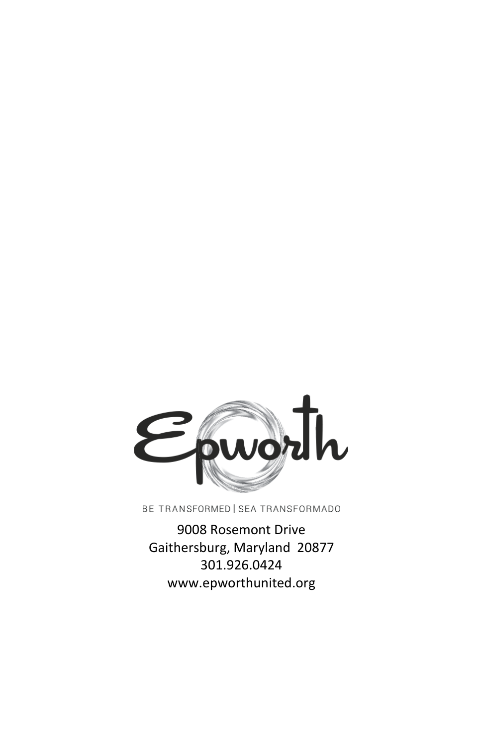Epworth

BE TRANSFORMED | SEA TRANSFORMADO

9008 Rosemont Drive
Gaithersburg, Maryland 20877
301.926.0424
www.epworthunited.org